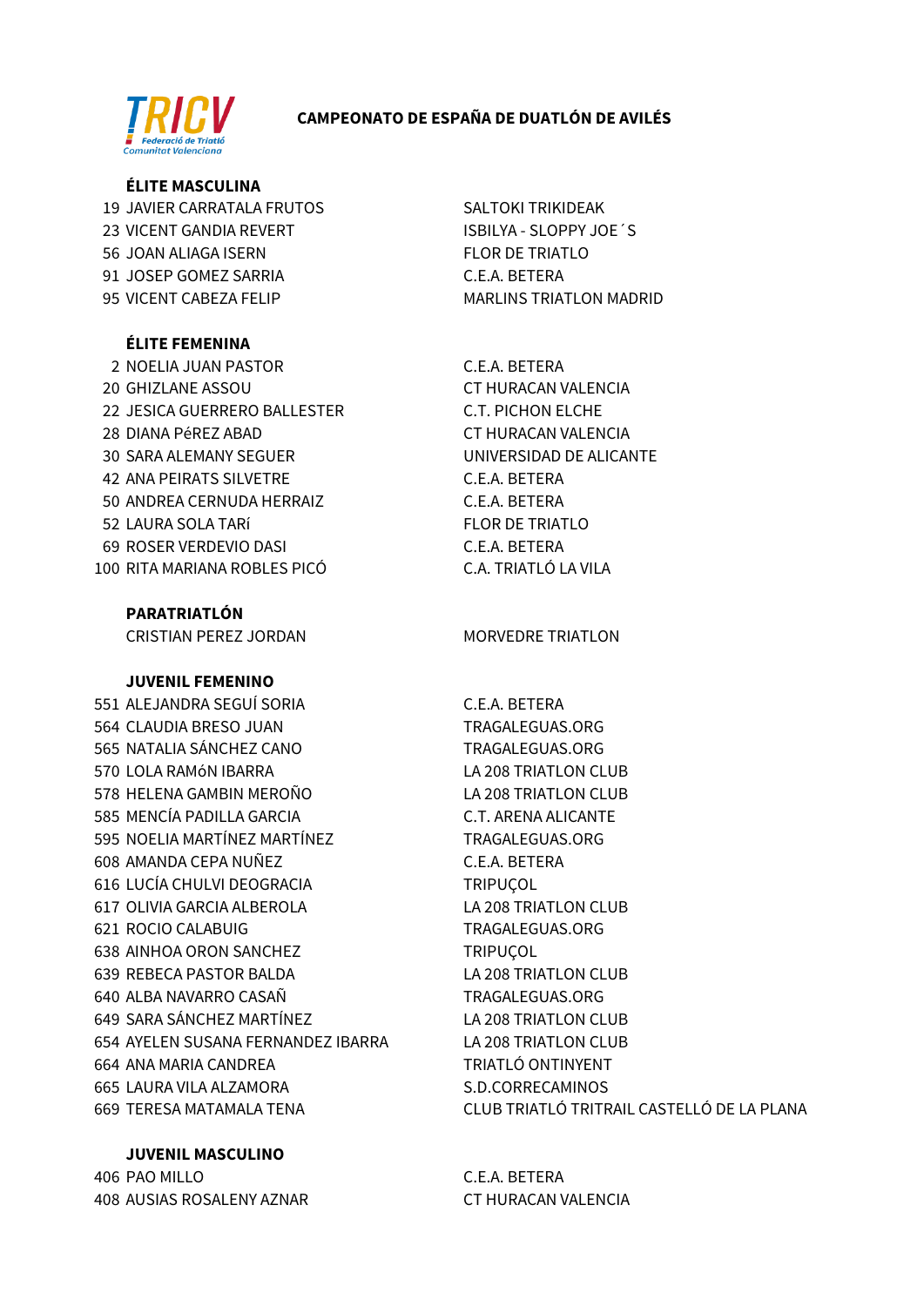TRICV Federació de Triatló Comunitat Valenciana

# CAMPEONATO DE ESPAÑA DE DUATLÓN DE AVILÉS

## ÉLITE MASCULINA

| Dorsal | Nombre | Club |
|---|---|---|
| 19 | JAVIER CARRATALA FRUTOS | SALTOKI TRIKIDEAK |
| 23 | VICENT GANDIA REVERT | ISBILYA - SLOPPY JOE´S |
| 56 | JOAN ALIAGA ISERN | FLOR DE TRIATLO |
| 91 | JOSEP GOMEZ SARRIA | C.E.A. BETERA |
| 95 | VICENT CABEZA FELIP | MARLINS TRIATLON MADRID |

## ÉLITE FEMENINA

| Dorsal | Nombre | Club |
|---|---|---|
| 2 | NOELIA JUAN PASTOR | C.E.A. BETERA |
| 20 | GHIZLANE ASSOU | CT HURACAN VALENCIA |
| 22 | JESICA GUERRERO BALLESTER | C.T. PICHON ELCHE |
| 28 | DIANA PéREZ ABAD | CT HURACAN VALENCIA |
| 30 | SARA ALEMANY SEGUER | UNIVERSIDAD DE ALICANTE |
| 42 | ANA PEIRATS SILVETRE | C.E.A. BETERA |
| 50 | ANDREA CERNUDA HERRAIZ | C.E.A. BETERA |
| 52 | LAURA SOLA TARí | FLOR DE TRIATLO |
| 69 | ROSER VERDEVIO DASI | C.E.A. BETERA |
| 100 | RITA MARIANA ROBLES PICÓ | C.A. TRIATLÓ LA VILA |

## PARATRIATLÓN

| Dorsal | Nombre | Club |
|---|---|---|
| | CRISTIAN PEREZ JORDAN | MORVEDRE TRIATLON |

## JUVENIL FEMENINO

| Dorsal | Nombre | Club |
|---|---|---|
| 551 | ALEJANDRA SEGUÍ SORIA | C.E.A. BETERA |
| 564 | CLAUDIA BRESO JUAN | TRAGALEGUAS.ORG |
| 565 | NATALIA SÁNCHEZ CANO | TRAGALEGUAS.ORG |
| 570 | LOLA RAMóN IBARRA | LA 208 TRIATLON CLUB |
| 578 | HELENA GAMBIN MEROÑO | LA 208 TRIATLON CLUB |
| 585 | MENCÍA PADILLA GARCIA | C.T. ARENA ALICANTE |
| 595 | NOELIA MARTÍNEZ MARTÍNEZ | TRAGALEGUAS.ORG |
| 608 | AMANDA CEPA NUÑEZ | C.E.A. BETERA |
| 616 | LUCÍA CHULVI DEOGRACIA | TRIPUÇOL |
| 617 | OLIVIA GARCIA ALBEROLA | LA 208 TRIATLON CLUB |
| 621 | ROCIO CALABUIG | TRAGALEGUAS.ORG |
| 638 | AINHOA ORON SANCHEZ | TRIPUÇOL |
| 639 | REBECA PASTOR BALDA | LA 208 TRIATLON CLUB |
| 640 | ALBA NAVARRO CASAÑ | TRAGALEGUAS.ORG |
| 649 | SARA SÁNCHEZ MARTÍNEZ | LA 208 TRIATLON CLUB |
| 654 | AYELEN SUSANA FERNANDEZ IBARRA | LA 208 TRIATLON CLUB |
| 664 | ANA MARIA CANDREA | TRIATLÓ ONTINYENT |
| 665 | LAURA VILA ALZAMORA | S.D.CORRECAMINOS |
| 669 | TERESA MATAMALA TENA | CLUB TRIATLÓ TRITRAIL CASTELLÓ DE LA PLANA |

## JUVENIL MASCULINO

| Dorsal | Nombre | Club |
|---|---|---|
| 406 | PAO MILLO | C.E.A. BETERA |
| 408 | AUSIAS ROSALENY AZNAR | CT HURACAN VALENCIA |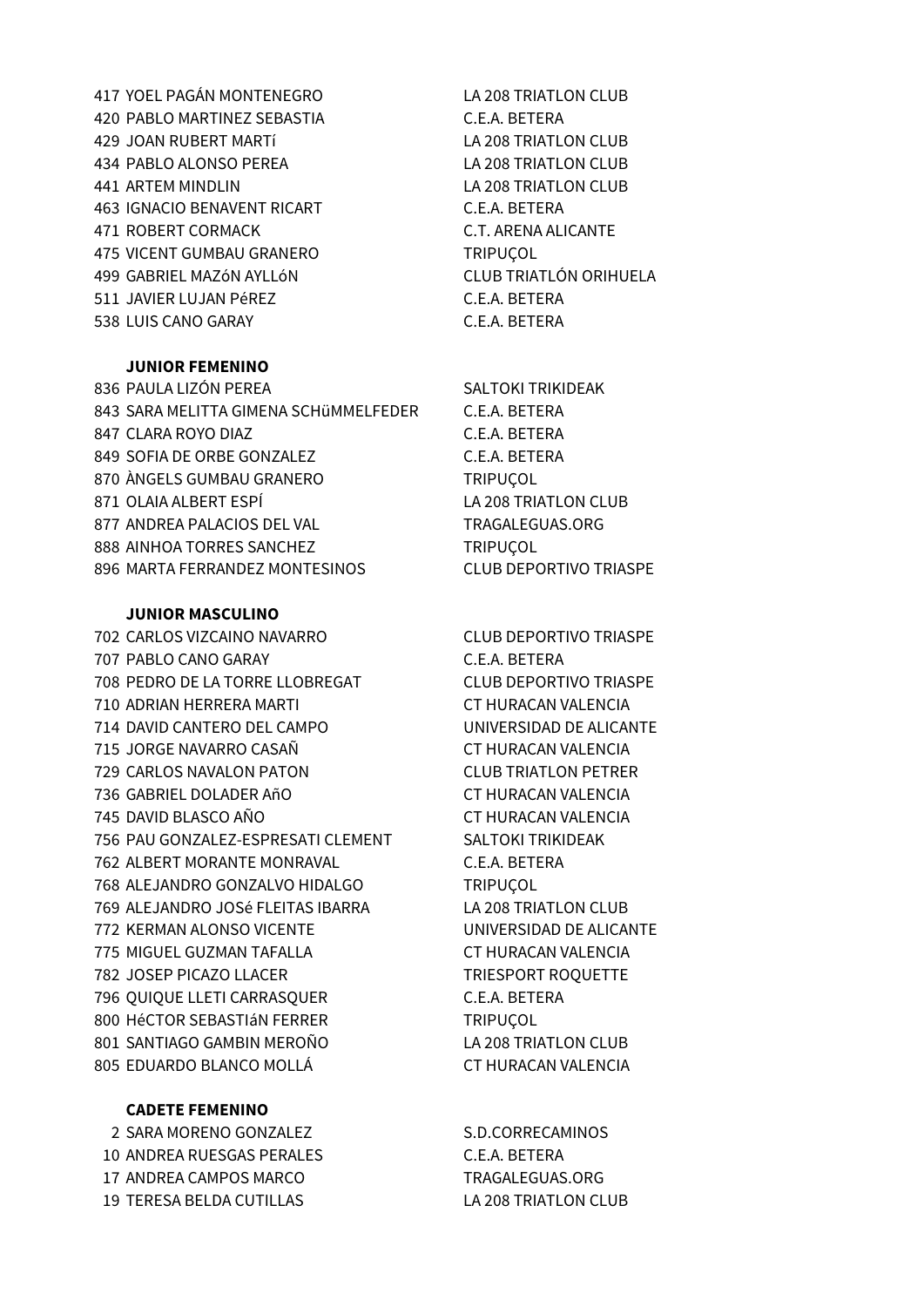| | | |
|---|---|---|
| 417 | YOEL PAGÁN MONTENEGRO | LA 208 TRIATLON CLUB |
| 420 | PABLO MARTINEZ SEBASTIA | C.E.A. BETERA |
| 429 | JOAN RUBERT MARTí | LA 208 TRIATLON CLUB |
| 434 | PABLO ALONSO PEREA | LA 208 TRIATLON CLUB |
| 441 | ARTEM MINDLIN | LA 208 TRIATLON CLUB |
| 463 | IGNACIO BENAVENT RICART | C.E.A. BETERA |
| 471 | ROBERT CORMACK | C.T. ARENA ALICANTE |
| 475 | VICENT GUMBAU GRANERO | TRIPUÇOL |
| 499 | GABRIEL MAZóN AYLLóN | CLUB TRIATLÓN ORIHUELA |
| 511 | JAVIER LUJAN PéREZ | C.E.A. BETERA |
| 538 | LUIS CANO GARAY | C.E.A. BETERA |

**JUNIOR FEMENINO**

| | | |
|---|---|---|
| 836 | PAULA LIZÓN PEREA | SALTOKI TRIKIDEAK |
| 843 | SARA MELITTA GIMENA SCHüMMELFEDER | C.E.A. BETERA |
| 847 | CLARA ROYO DIAZ | C.E.A. BETERA |
| 849 | SOFIA DE ORBE GONZALEZ | C.E.A. BETERA |
| 870 | ÀNGELS GUMBAU GRANERO | TRIPUÇOL |
| 871 | OLAIA ALBERT ESPÍ | LA 208 TRIATLON CLUB |
| 877 | ANDREA PALACIOS DEL VAL | TRAGALEGUAS.ORG |
| 888 | AINHOA TORRES SANCHEZ | TRIPUÇOL |
| 896 | MARTA FERRANDEZ MONTESINOS | CLUB DEPORTIVO TRIASPE |

**JUNIOR MASCULINO**

| | | |
|---|---|---|
| 702 | CARLOS VIZCAINO NAVARRO | CLUB DEPORTIVO TRIASPE |
| 707 | PABLO CANO GARAY | C.E.A. BETERA |
| 708 | PEDRO DE LA TORRE LLOBREGAT | CLUB DEPORTIVO TRIASPE |
| 710 | ADRIAN HERRERA MARTI | CT HURACAN VALENCIA |
| 714 | DAVID CANTERO DEL CAMPO | UNIVERSIDAD DE ALICANTE |
| 715 | JORGE NAVARRO CASAÑ | CT HURACAN VALENCIA |
| 729 | CARLOS NAVALON PATON | CLUB TRIATLON PETRER |
| 736 | GABRIEL DOLADER AñO | CT HURACAN VALENCIA |
| 745 | DAVID BLASCO AÑO | CT HURACAN VALENCIA |
| 756 | PAU GONZALEZ-ESPRESATI CLEMENT | SALTOKI TRIKIDEAK |
| 762 | ALBERT MORANTE MONRAVAL | C.E.A. BETERA |
| 768 | ALEJANDRO GONZALVO HIDALGO | TRIPUÇOL |
| 769 | ALEJANDRO JOSé FLEITAS IBARRA | LA 208 TRIATLON CLUB |
| 772 | KERMAN ALONSO VICENTE | UNIVERSIDAD DE ALICANTE |
| 775 | MIGUEL GUZMAN TAFALLA | CT HURACAN VALENCIA |
| 782 | JOSEP PICAZO LLACER | TRIESPORT ROQUETTE |
| 796 | QUIQUE LLETI CARRASQUER | C.E.A. BETERA |
| 800 | HéCTOR SEBASTIáN FERRER | TRIPUÇOL |
| 801 | SANTIAGO GAMBIN MEROÑO | LA 208 TRIATLON CLUB |
| 805 | EDUARDO BLANCO MOLLÁ | CT HURACAN VALENCIA |

**CADETE FEMENINO**

| | | |
|---|---|---|
| 2 | SARA MORENO GONZALEZ | S.D.CORRECAMINOS |
| 10 | ANDREA RUESGAS PERALES | C.E.A. BETERA |
| 17 | ANDREA CAMPOS MARCO | TRAGALEGUAS.ORG |
| 19 | TERESA BELDA CUTILLAS | LA 208 TRIATLON CLUB |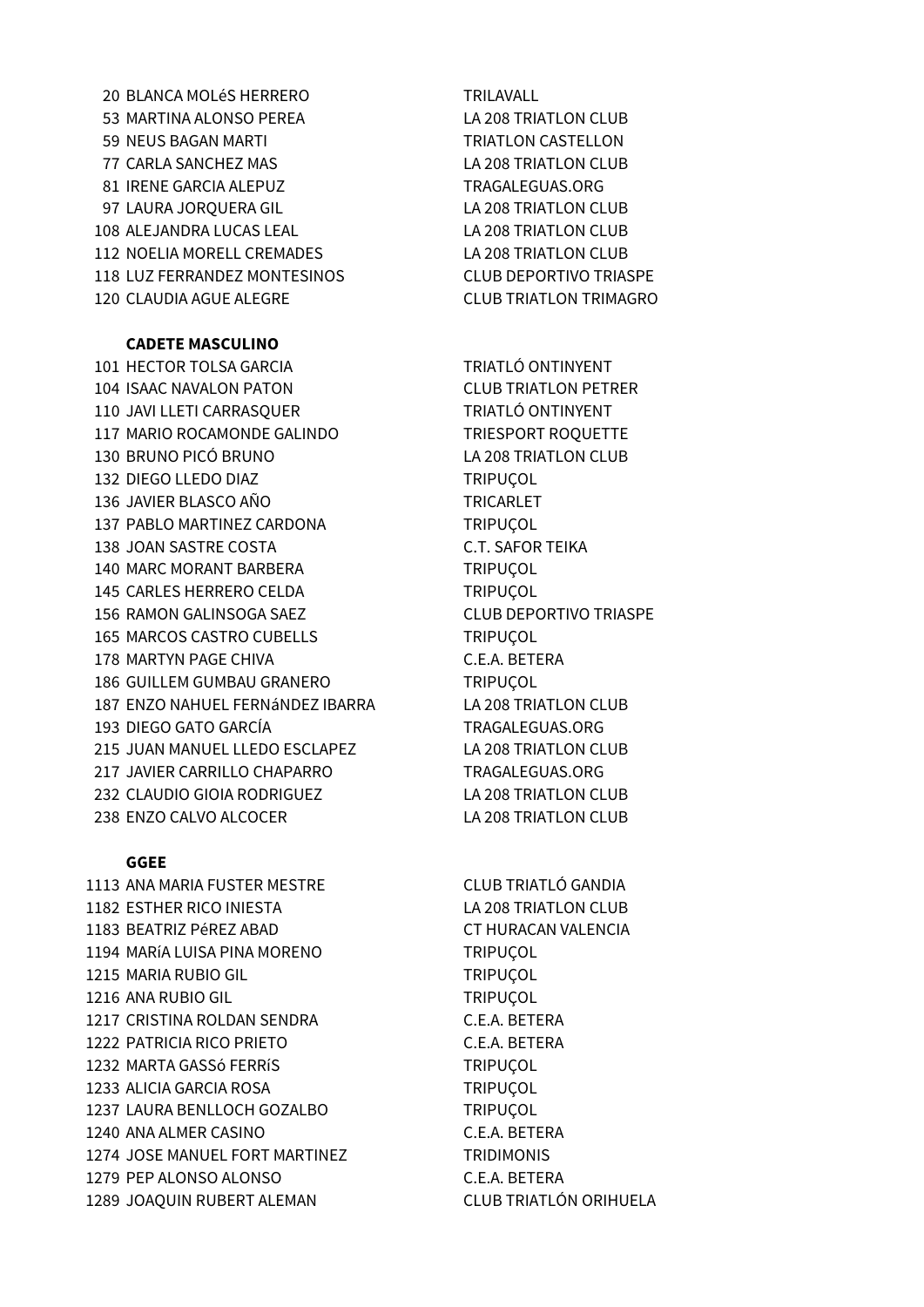| | | |
|---|---|---|
| 20 | BLANCA MOLéS HERRERO | TRILAVALL |
| 53 | MARTINA ALONSO PEREA | LA 208 TRIATLON CLUB |
| 59 | NEUS BAGAN MARTI | TRIATLON CASTELLON |
| 77 | CARLA SANCHEZ MAS | LA 208 TRIATLON CLUB |
| 81 | IRENE GARCIA ALEPUZ | TRAGALEGUAS.ORG |
| 97 | LAURA JORQUERA GIL | LA 208 TRIATLON CLUB |
| 108 | ALEJANDRA LUCAS LEAL | LA 208 TRIATLON CLUB |
| 112 | NOELIA MORELL CREMADES | LA 208 TRIATLON CLUB |
| 118 | LUZ FERRANDEZ MONTESINOS | CLUB DEPORTIVO TRIASPE |
| 120 | CLAUDIA AGUE ALEGRE | CLUB TRIATLON TRIMAGRO |

**CADETE MASCULINO**

| | | |
|---|---|---|
| 101 | HECTOR TOLSA GARCIA | TRIATLÓ ONTINYENT |
| 104 | ISAAC NAVALON PATON | CLUB TRIATLON PETRER |
| 110 | JAVI LLETI CARRASQUER | TRIATLÓ ONTINYENT |
| 117 | MARIO ROCAMONDE GALINDO | TRIESPORT ROQUETTE |
| 130 | BRUNO PICÓ BRUNO | LA 208 TRIATLON CLUB |
| 132 | DIEGO LLEDO DIAZ | TRIPUÇOL |
| 136 | JAVIER BLASCO AÑO | TRICARLET |
| 137 | PABLO MARTINEZ CARDONA | TRIPUÇOL |
| 138 | JOAN SASTRE COSTA | C.T. SAFOR TEIKA |
| 140 | MARC MORANT BARBERA | TRIPUÇOL |
| 145 | CARLES HERRERO CELDA | TRIPUÇOL |
| 156 | RAMON GALINSOGA SAEZ | CLUB DEPORTIVO TRIASPE |
| 165 | MARCOS CASTRO CUBELLS | TRIPUÇOL |
| 178 | MARTYN PAGE CHIVA | C.E.A. BETERA |
| 186 | GUILLEM GUMBAU GRANERO | TRIPUÇOL |
| 187 | ENZO NAHUEL FERNáNDEZ IBARRA | LA 208 TRIATLON CLUB |
| 193 | DIEGO GATO GARCÍA | TRAGALEGUAS.ORG |
| 215 | JUAN MANUEL LLEDO ESCLAPEZ | LA 208 TRIATLON CLUB |
| 217 | JAVIER CARRILLO CHAPARRO | TRAGALEGUAS.ORG |
| 232 | CLAUDIO GIOIA RODRIGUEZ | LA 208 TRIATLON CLUB |
| 238 | ENZO CALVO ALCOCER | LA 208 TRIATLON CLUB |

**GGEE**

| | | |
|---|---|---|
| 1113 | ANA MARIA FUSTER MESTRE | CLUB TRIATLÓ GANDIA |
| 1182 | ESTHER RICO INIESTA | LA 208 TRIATLON CLUB |
| 1183 | BEATRIZ PéREZ ABAD | CT HURACAN VALENCIA |
| 1194 | MARíA LUISA PINA MORENO | TRIPUÇOL |
| 1215 | MARIA RUBIO GIL | TRIPUÇOL |
| 1216 | ANA RUBIO GIL | TRIPUÇOL |
| 1217 | CRISTINA ROLDAN SENDRA | C.E.A. BETERA |
| 1222 | PATRICIA RICO PRIETO | C.E.A. BETERA |
| 1232 | MARTA GASSó FERRíS | TRIPUÇOL |
| 1233 | ALICIA GARCIA ROSA | TRIPUÇOL |
| 1237 | LAURA BENLLOCH GOZALBO | TRIPUÇOL |
| 1240 | ANA ALMER CASINO | C.E.A. BETERA |
| 1274 | JOSE MANUEL FORT MARTINEZ | TRIDIMONIS |
| 1279 | PEP ALONSO ALONSO | C.E.A. BETERA |
| 1289 | JOAQUIN RUBERT ALEMAN | CLUB TRIATLÓN ORIHUELA |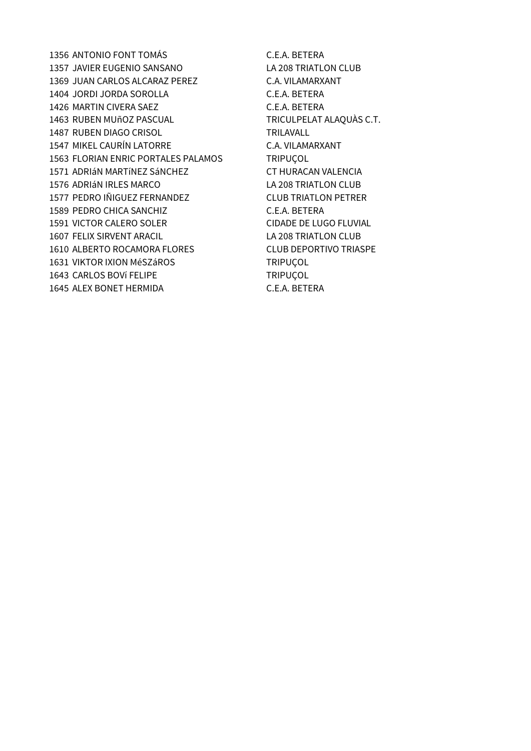| | | |
|---|---|---|
| 1356 | ANTONIO FONT TOMÁS | C.E.A. BETERA |
| 1357 | JAVIER EUGENIO SANSANO | LA 208 TRIATLON CLUB |
| 1369 | JUAN CARLOS ALCARAZ PEREZ | C.A. VILAMARXANT |
| 1404 | JORDI JORDA SOROLLA | C.E.A. BETERA |
| 1426 | MARTIN CIVERA SAEZ | C.E.A. BETERA |
| 1463 | RUBEN MUñOZ PASCUAL | TRICULPELAT ALAQUÀS C.T. |
| 1487 | RUBEN DIAGO CRISOL | TRILAVALL |
| 1547 | MIKEL CAURÍN LATORRE | C.A. VILAMARXANT |
| 1563 | FLORIAN ENRIC PORTALES PALAMOS | TRIPUÇOL |
| 1571 | ADRIáN MARTíNEZ SáNCHEZ | CT HURACAN VALENCIA |
| 1576 | ADRIáN IRLES MARCO | LA 208 TRIATLON CLUB |
| 1577 | PEDRO IÑIGUEZ FERNANDEZ | CLUB TRIATLON PETRER |
| 1589 | PEDRO CHICA SANCHIZ | C.E.A. BETERA |
| 1591 | VICTOR CALERO SOLER | CIDADE DE LUGO FLUVIAL |
| 1607 | FELIX SIRVENT ARACIL | LA 208 TRIATLON CLUB |
| 1610 | ALBERTO ROCAMORA FLORES | CLUB DEPORTIVO TRIASPE |
| 1631 | VIKTOR IXION MéSZáROS | TRIPUÇOL |
| 1643 | CARLOS BOVí FELIPE | TRIPUÇOL |
| 1645 | ALEX BONET HERMIDA | C.E.A. BETERA |